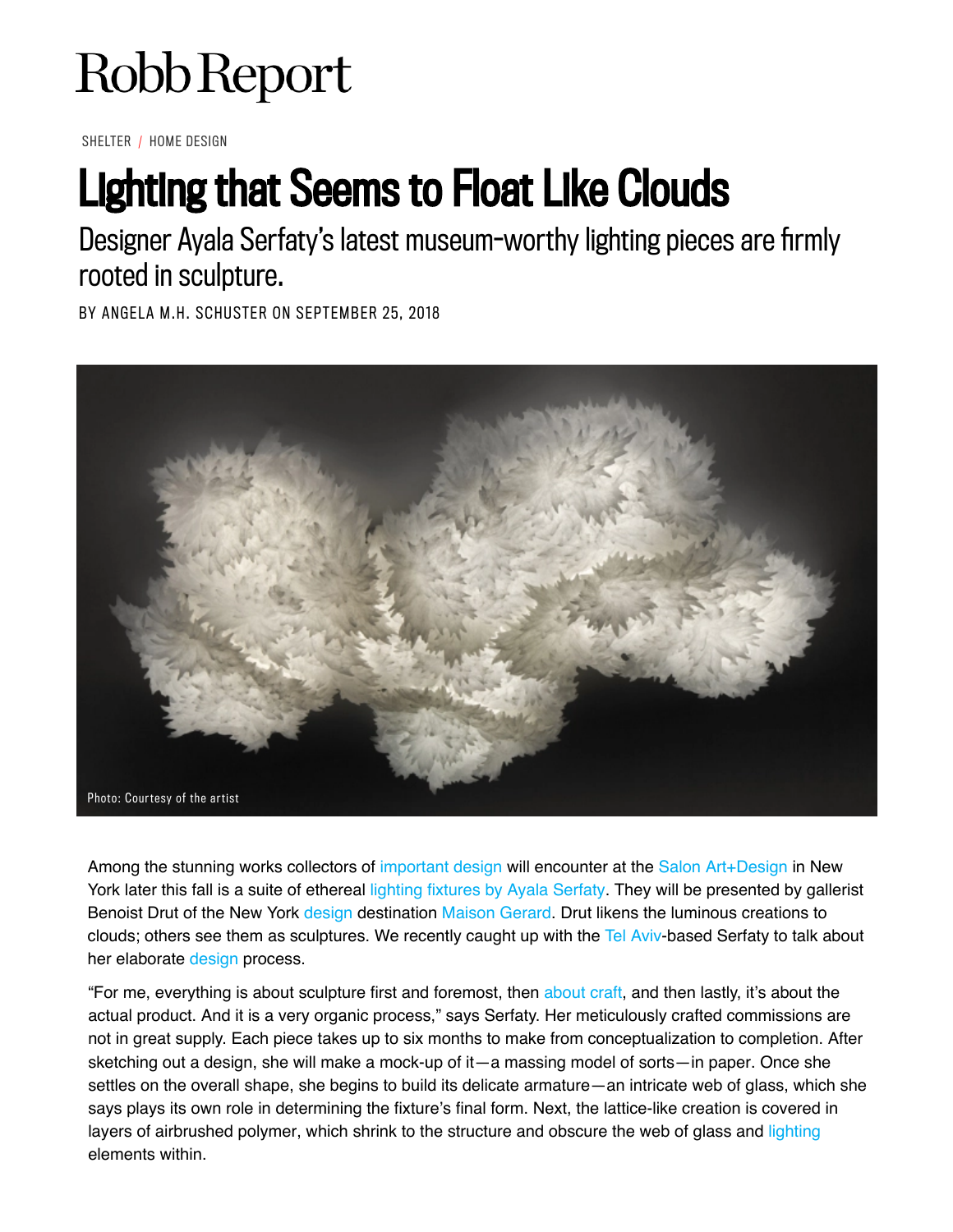Robb Report

SHELTER / HOME DESIGN

# Lighting that Seems to Float Like Clouds

## Designer Ayala Serfaty's latest museum-worthy lighting pieces are firmly rooted in sculpture.

BY ANGELA M.H. SCHUSTER ON SEPTEMBER 25, 2018

Photo: Courtesy of the artist

Among the stunning works collectors of important design will encounter at the Salon Art+Design in New York later this fall is a suite of ethereal lighting fixtures by Ayala Serfaty. They will be presented by gallerist Benoist Drut of the New York design destination Maison Gerard. Drut likens the luminous creations to clouds; others see them as sculptures. We recently caught up with the Tel Aviv-based Serfaty to talk about her elaborate design process.

"For me, everything is about sculpture first and foremost, then about craft, and then lastly, it's about the actual product. And it is a very organic process," says Serfaty. Her meticulously crafted commissions are not in great supply. Each piece takes up to six months to make from conceptualization to completion. After sketching out a design, she will make a mock-up of it—a massing model of sorts—in paper. Once she settles on the overall shape, she begins to build its delicate armature—an intricate web of glass, which she says plays its own role in determining the fixture's final form. Next, the lattice-like creation is covered in layers of airbrushed polymer, which shrink to the structure and obscure the web of glass and lighting elements within.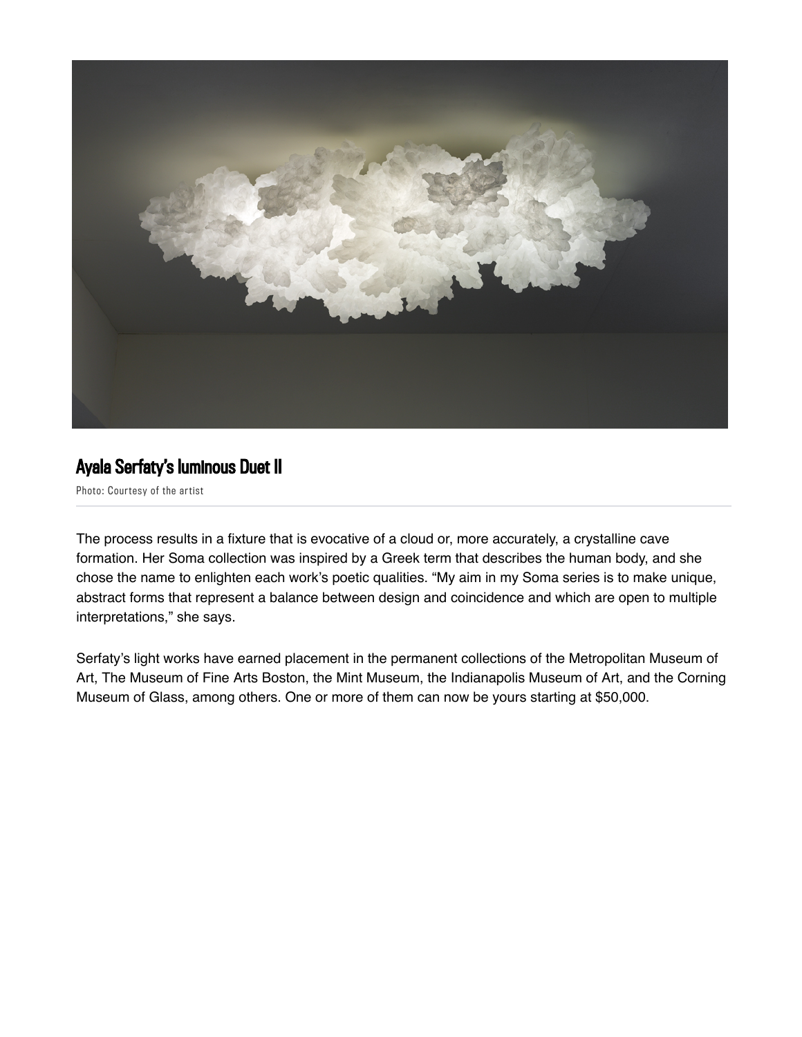**Ayala Serfaty's luminous Duet II**

Photo: Courtesy of the artist

The process results in a fixture that is evocative of a cloud or, more accurately, a crystalline cave formation. Her Soma collection was inspired by a Greek term that describes the human body, and she chose the name to enlighten each work's poetic qualities. "My aim in my Soma series is to make unique, abstract forms that represent a balance between design and coincidence and which are open to multiple interpretations," she says.

Serfaty's light works have earned placement in the permanent collections of the Metropolitan Museum of Art, The Museum of Fine Arts Boston, the Mint Museum, the Indianapolis Museum of Art, and the Corning Museum of Glass, among others. One or more of them can now be yours starting at $50,000.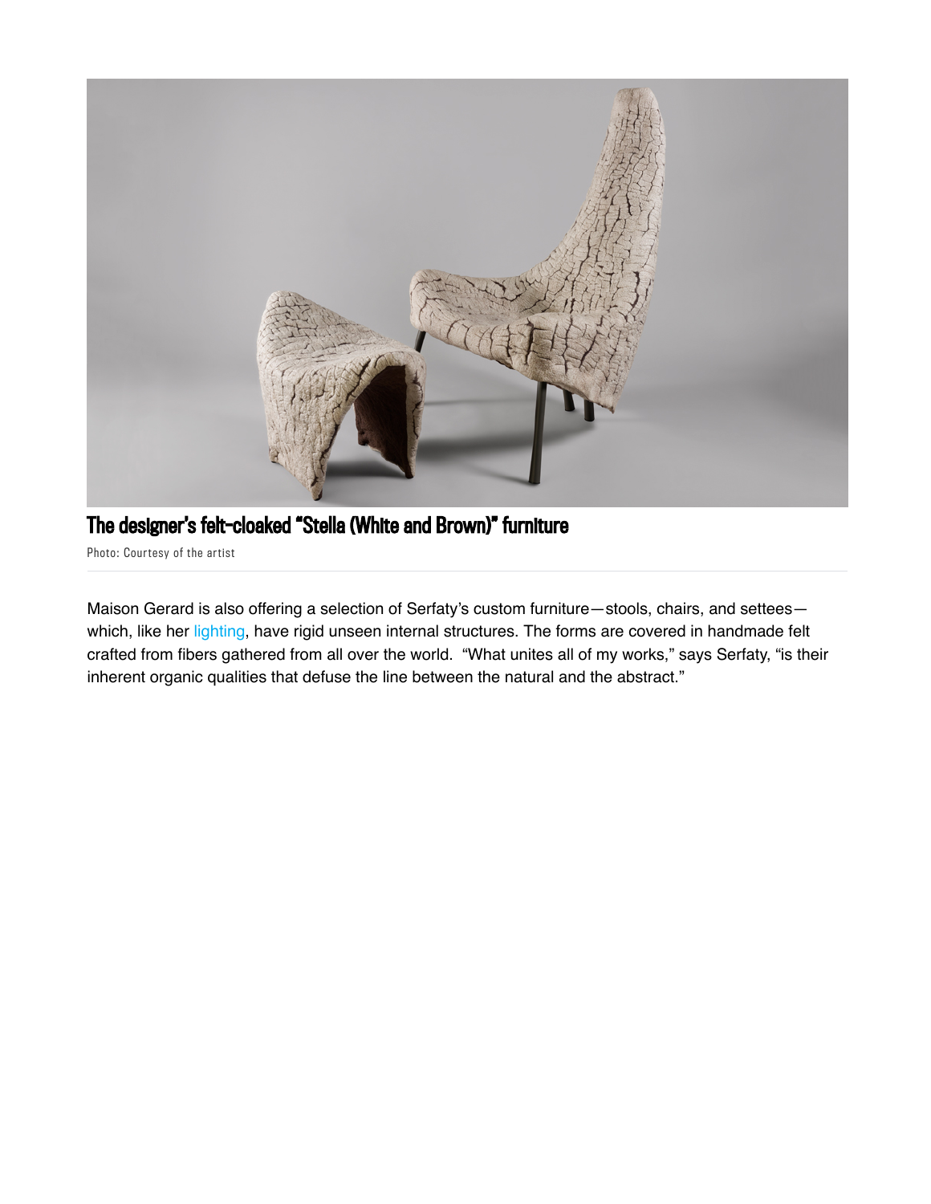**The designer's felt-cloaked "Stella (White and Brown)" furniture**

Photo: Courtesy of the artist

Maison Gerard is also offering a selection of Serfaty's custom furniture—stools, chairs, and settees—which, like her lighting, have rigid unseen internal structures. The forms are covered in handmade felt crafted from fibers gathered from all over the world. "What unites all of my works," says Serfaty, "is their inherent organic qualities that defuse the line between the natural and the abstract."